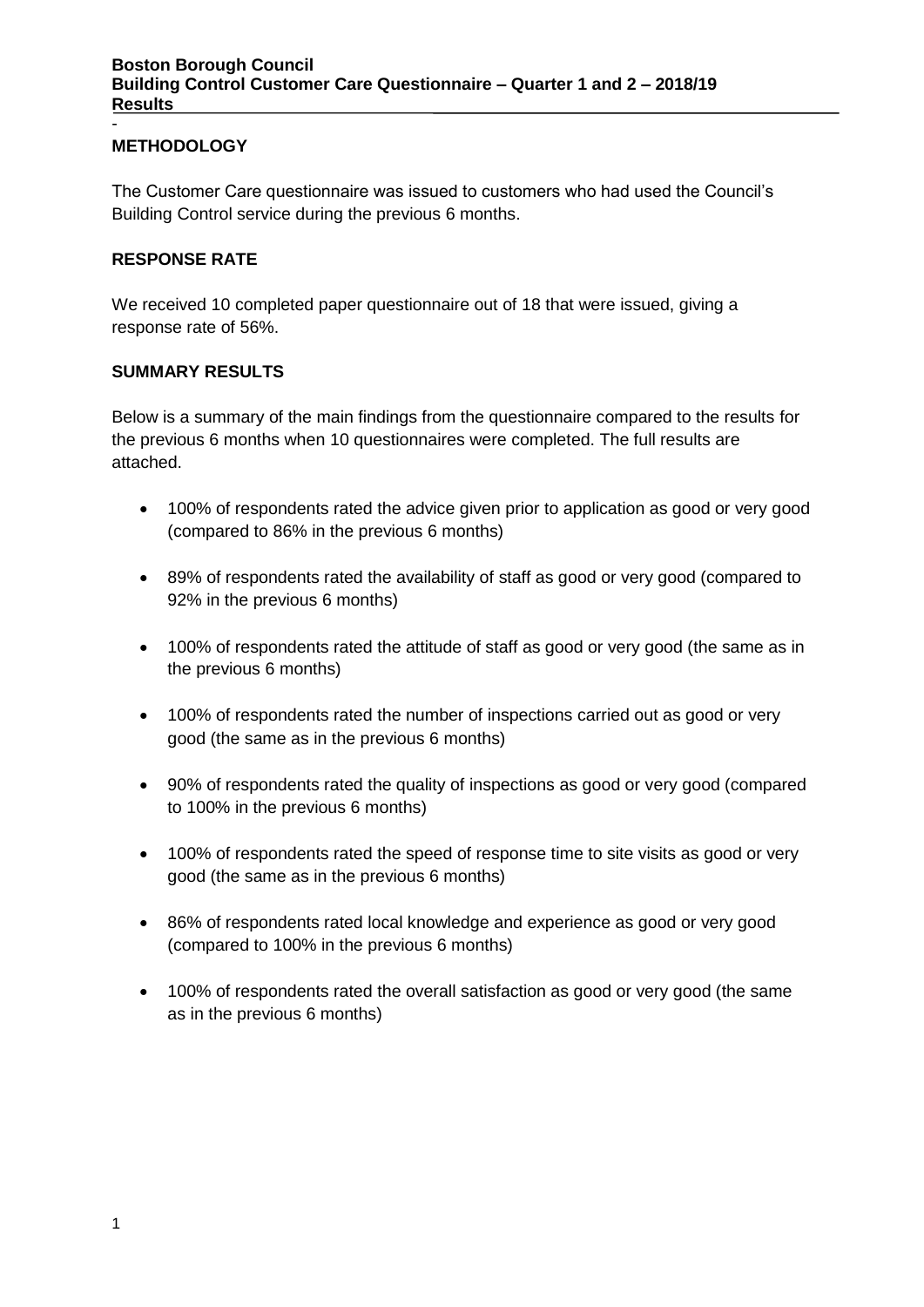**Boston Borough Council**
**Building Control Customer Care Questionnaire – Quarter 1 and 2 – 2018/19**
**Results**

-

## METHODOLOGY

The Customer Care questionnaire was issued to customers who had used the Council's Building Control service during the previous 6 months.

## RESPONSE RATE

We received 10 completed paper questionnaire out of 18 that were issued, giving a response rate of 56%.

## SUMMARY RESULTS

Below is a summary of the main findings from the questionnaire compared to the results for the previous 6 months when 10 questionnaires were completed. The full results are attached.

- 100% of respondents rated the advice given prior to application as good or very good (compared to 86% in the previous 6 months)
- 89% of respondents rated the availability of staff as good or very good (compared to 92% in the previous 6 months)
- 100% of respondents rated the attitude of staff as good or very good (the same as in the previous 6 months)
- 100% of respondents rated the number of inspections carried out as good or very good (the same as in the previous 6 months)
- 90% of respondents rated the quality of inspections as good or very good (compared to 100% in the previous 6 months)
- 100% of respondents rated the speed of response time to site visits as good or very good (the same as in the previous 6 months)
- 86% of respondents rated local knowledge and experience as good or very good (compared to 100% in the previous 6 months)
- 100% of respondents rated the overall satisfaction as good or very good (the same as in the previous 6 months)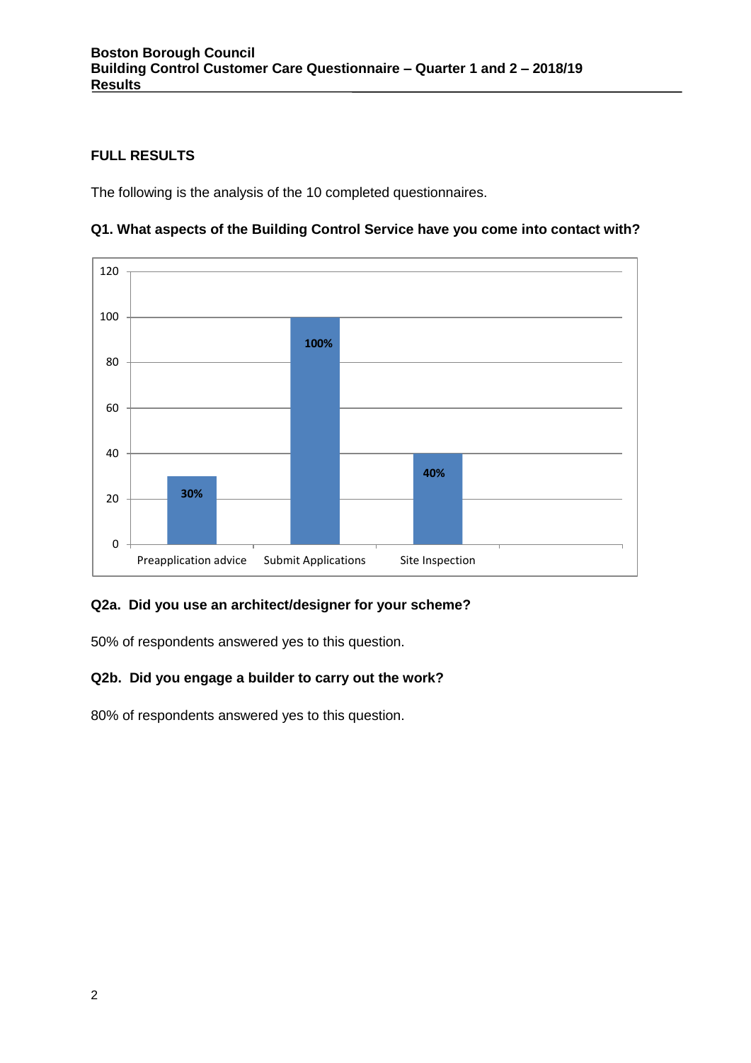## FULL RESULTS

The following is the analysis of the 10 completed questionnaires.

### Q1. What aspects of the Building Control Service have you come into contact with?

| Aspect | Percentage |
|---|---|
| Preapplication advice | 30% |
| Submit Applications | 100% |
| Site Inspection | 40% |

### Q2a. Did you use an architect/designer for your scheme?

50% of respondents answered yes to this question.

### Q2b. Did you engage a builder to carry out the work?

80% of respondents answered yes to this question.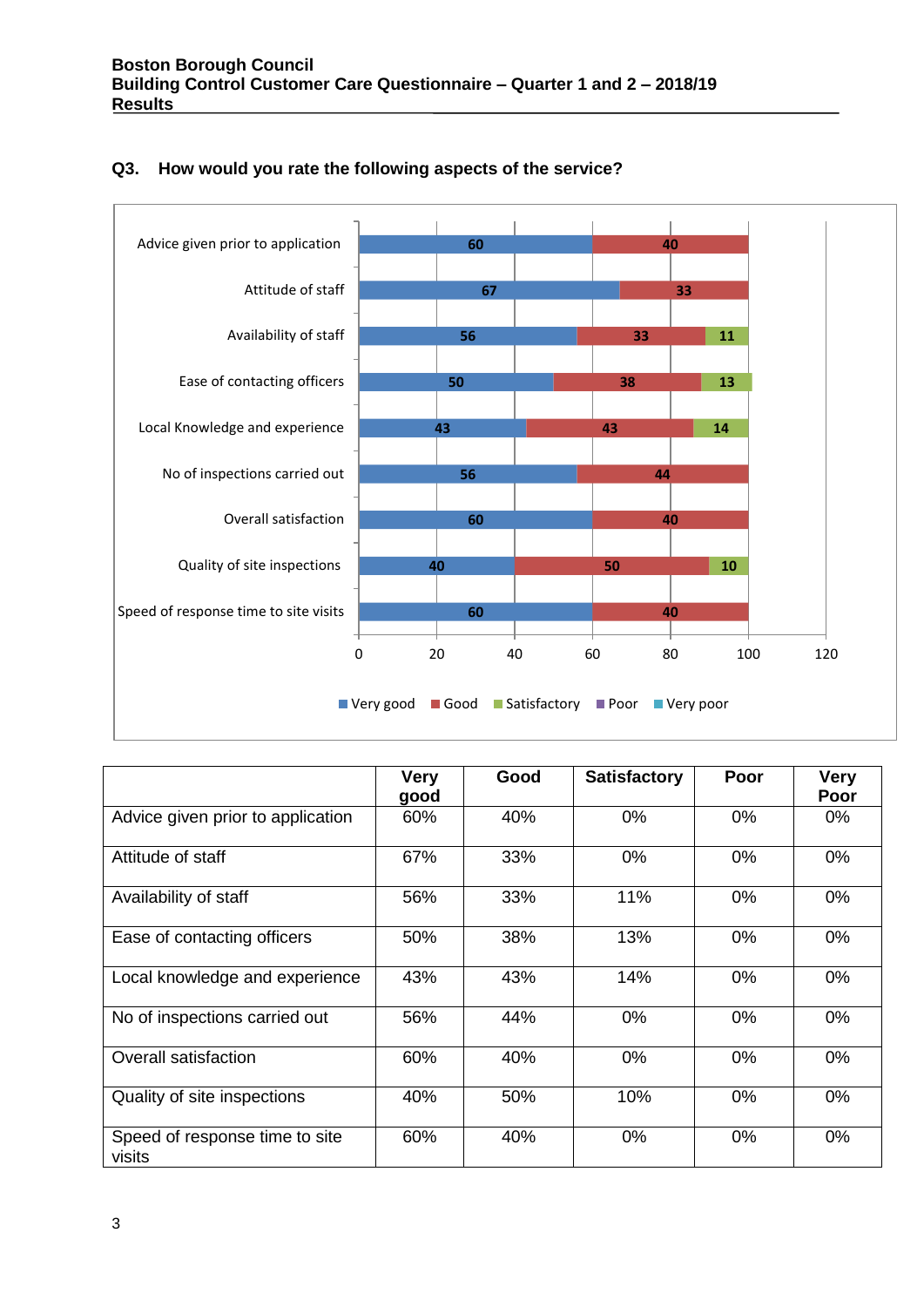# Boston Borough Council
## Building Control Customer Care Questionnaire – Quarter 1 and 2 – 2018/19
## Results

### Q3. How would you rate the following aspects of the service?

| | Very good | Good | Satisfactory | Poor | Very Poor |
|---|---|---|---|---|---|
| Advice given prior to application | 60% | 40% | 0% | 0% | 0% |
| Attitude of staff | 67% | 33% | 0% | 0% | 0% |
| Availability of staff | 56% | 33% | 11% | 0% | 0% |
| Ease of contacting officers | 50% | 38% | 13% | 0% | 0% |
| Local knowledge and experience | 43% | 43% | 14% | 0% | 0% |
| No of inspections carried out | 56% | 44% | 0% | 0% | 0% |
| Overall satisfaction | 60% | 40% | 0% | 0% | 0% |
| Quality of site inspections | 40% | 50% | 10% | 0% | 0% |
| Speed of response time to site visits | 60% | 40% | 0% | 0% | 0% |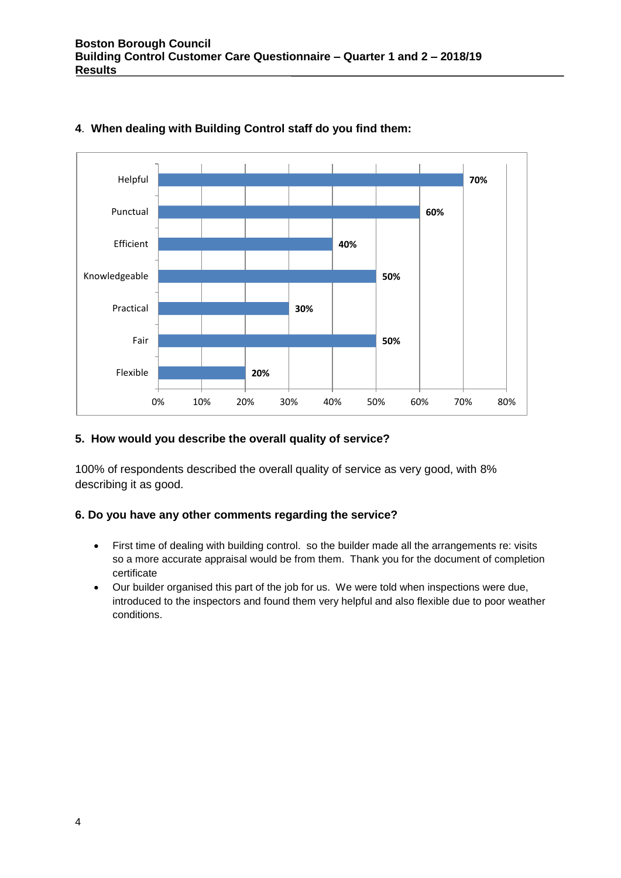### 4. When dealing with Building Control staff do you find them:

Helpful
70%
Punctual
60%
Efficient
40%
Knowledgeable
50%
Practical
30%
Fair
50%
Flexible
20%

0% 10% 20% 30% 40% 50% 60% 70% 80%

### 5. How would you describe the overall quality of service?

100% of respondents described the overall quality of service as very good, with 8% describing it as good.

### 6. Do you have any other comments regarding the service?

- First time of dealing with building control. so the builder made all the arrangements re: visits so a more accurate appraisal would be from them. Thank you for the document of completion certificate
- Our builder organised this part of the job for us. We were told when inspections were due, introduced to the inspectors and found them very helpful and also flexible due to poor weather conditions.